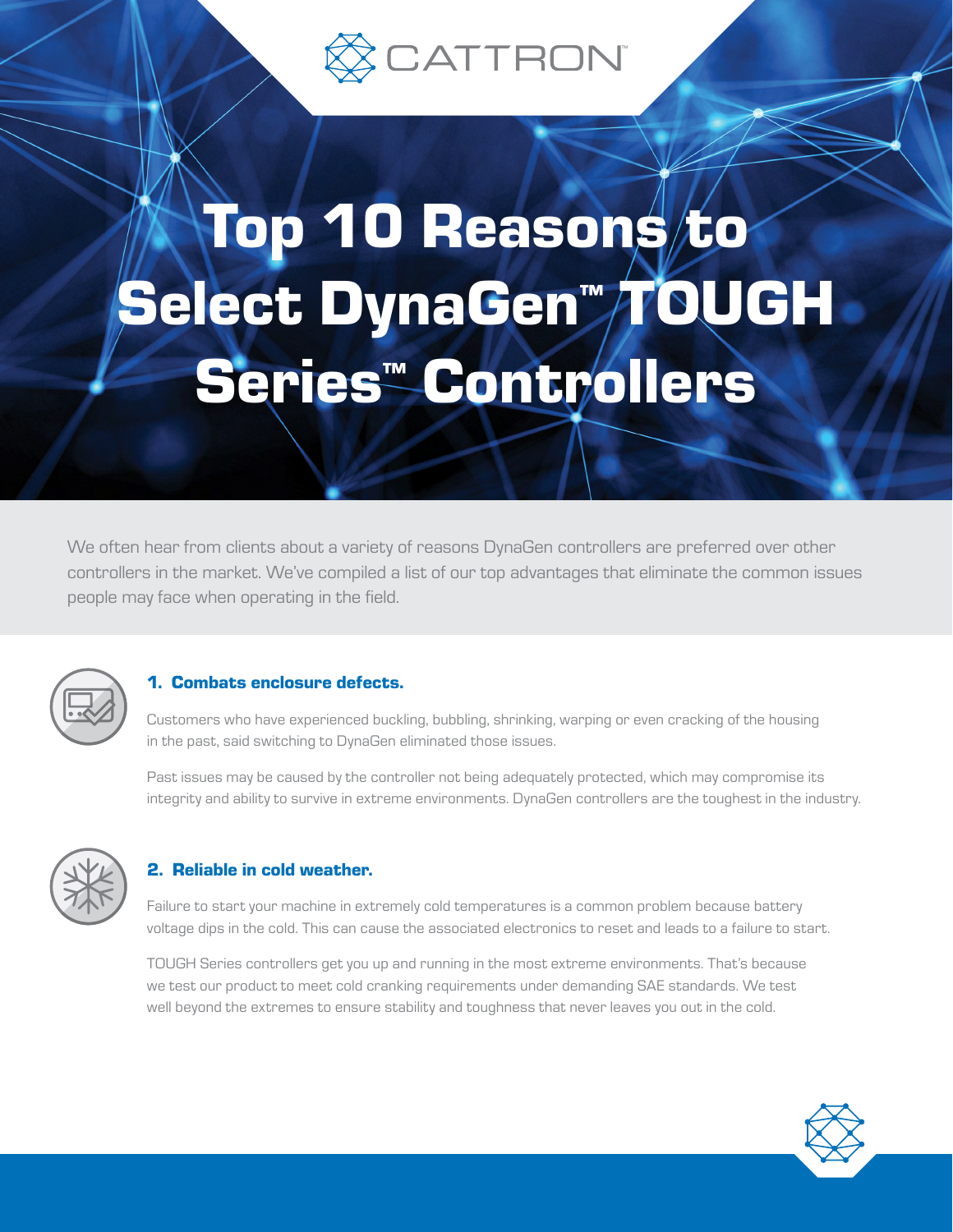CATTRON™

# Top 10 Reasons to Select DynaGen™ TOUGH Series™ Controllers

We often hear from clients about a variety of reasons DynaGen controllers are preferred over other controllers in the market. We've compiled a list of our top advantages that eliminate the common issues people may face when operating in the field.

### 1. Combats enclosure defects.

Customers who have experienced buckling, bubbling, shrinking, warping or even cracking of the housing in the past, said switching to DynaGen eliminated those issues.

Past issues may be caused by the controller not being adequately protected, which may compromise its integrity and ability to survive in extreme environments. DynaGen controllers are the toughest in the industry.

### 2. Reliable in cold weather.

Failure to start your machine in extremely cold temperatures is a common problem because battery voltage dips in the cold. This can cause the associated electronics to reset and leads to a failure to start.

TOUGH Series controllers get you up and running in the most extreme environments. That's because we test our product to meet cold cranking requirements under demanding SAE standards. We test well beyond the extremes to ensure stability and toughness that never leaves you out in the cold.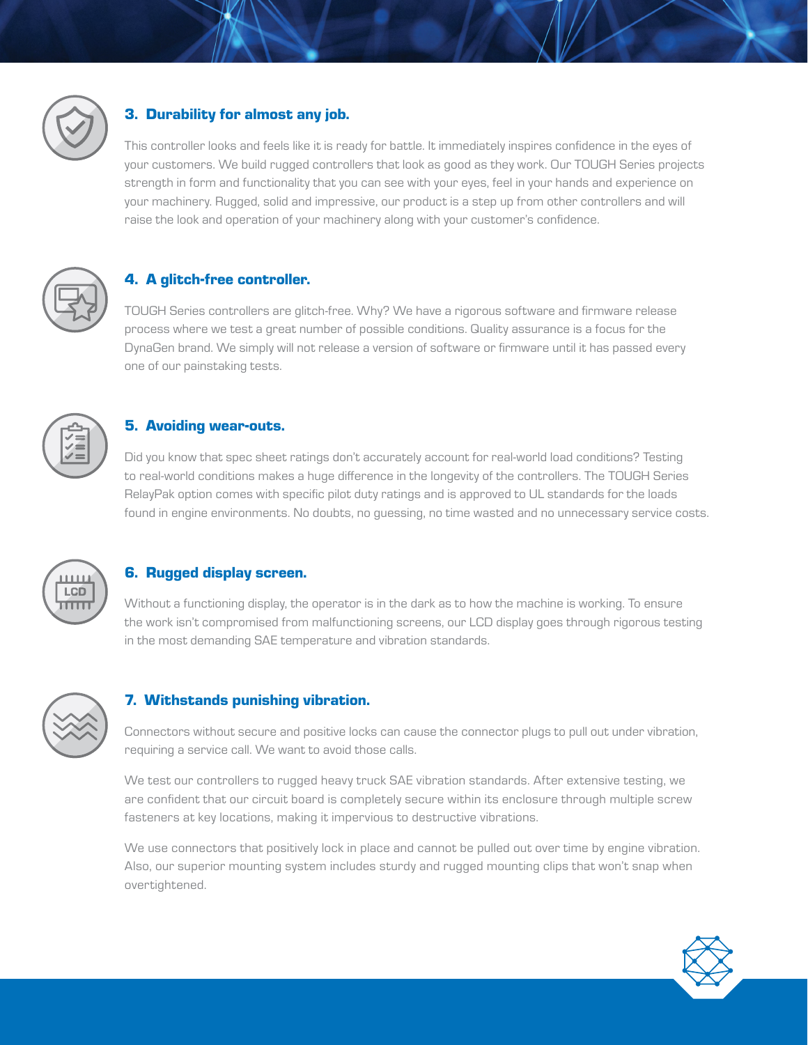### 3. Durability for almost any job.

This controller looks and feels like it is ready for battle. It immediately inspires confidence in the eyes of your customers. We build rugged controllers that look as good as they work. Our TOUGH Series projects strength in form and functionality that you can see with your eyes, feel in your hands and experience on your machinery. Rugged, solid and impressive, our product is a step up from other controllers and will raise the look and operation of your machinery along with your customer's confidence.

### 4. A glitch-free controller.

TOUGH Series controllers are glitch-free. Why? We have a rigorous software and firmware release process where we test a great number of possible conditions. Quality assurance is a focus for the DynaGen brand. We simply will not release a version of software or firmware until it has passed every one of our painstaking tests.

### 5. Avoiding wear-outs.

Did you know that spec sheet ratings don't accurately account for real-world load conditions? Testing to real-world conditions makes a huge difference in the longevity of the controllers. The TOUGH Series RelayPak option comes with specific pilot duty ratings and is approved to UL standards for the loads found in engine environments. No doubts, no guessing, no time wasted and no unnecessary service costs.

### 6. Rugged display screen.

Without a functioning display, the operator is in the dark as to how the machine is working. To ensure the work isn't compromised from malfunctioning screens, our LCD display goes through rigorous testing in the most demanding SAE temperature and vibration standards.

### 7. Withstands punishing vibration.

Connectors without secure and positive locks can cause the connector plugs to pull out under vibration, requiring a service call. We want to avoid those calls.

We test our controllers to rugged heavy truck SAE vibration standards. After extensive testing, we are confident that our circuit board is completely secure within its enclosure through multiple screw fasteners at key locations, making it impervious to destructive vibrations.

We use connectors that positively lock in place and cannot be pulled out over time by engine vibration. Also, our superior mounting system includes sturdy and rugged mounting clips that won't snap when overtightened.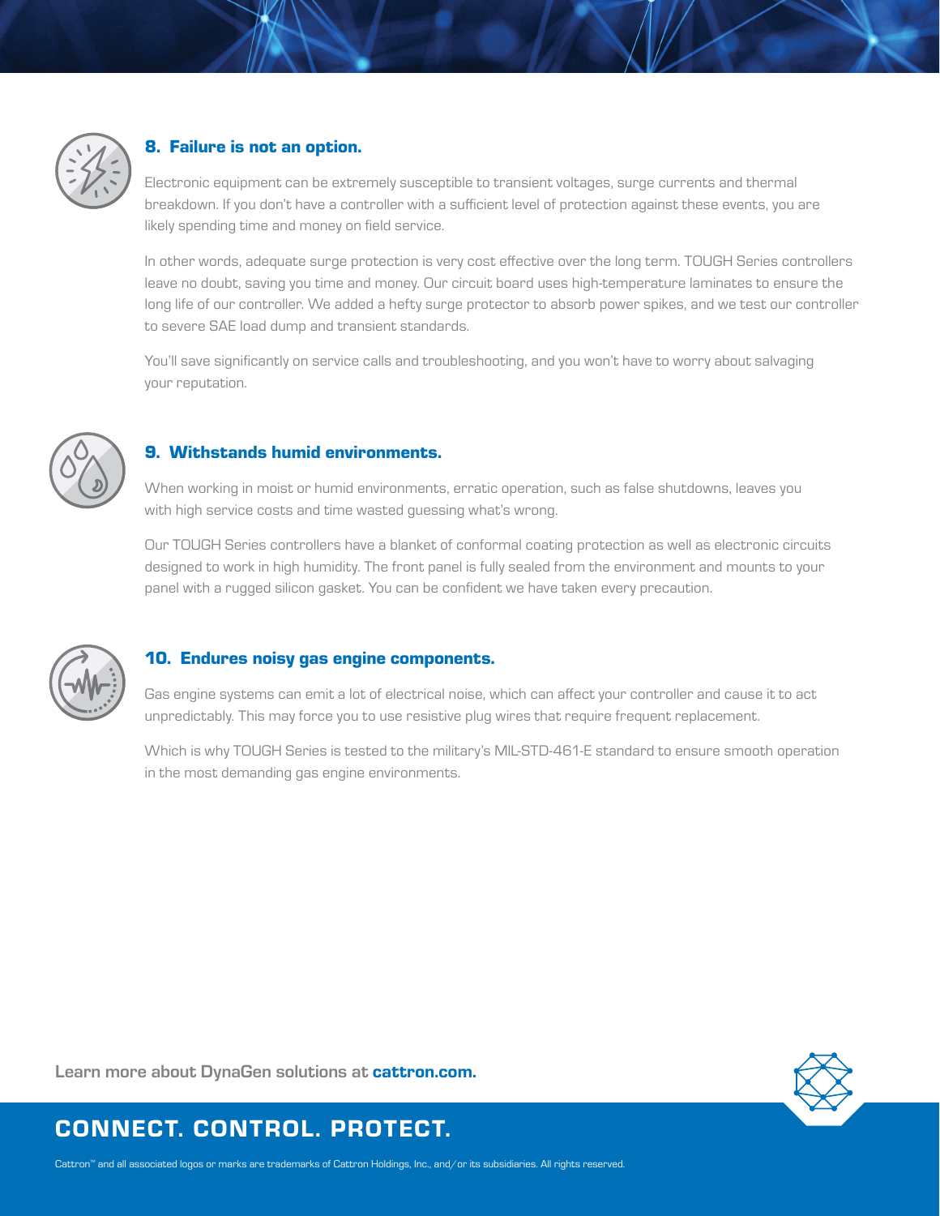### 8. Failure is not an option.

Electronic equipment can be extremely susceptible to transient voltages, surge currents and thermal breakdown. If you don't have a controller with a sufficient level of protection against these events, you are likely spending time and money on field service.

In other words, adequate surge protection is very cost effective over the long term. TOUGH Series controllers leave no doubt, saving you time and money. Our circuit board uses high-temperature laminates to ensure the long life of our controller. We added a hefty surge protector to absorb power spikes, and we test our controller to severe SAE load dump and transient standards.

You'll save significantly on service calls and troubleshooting, and you won't have to worry about salvaging your reputation.

### 9. Withstands humid environments.

When working in moist or humid environments, erratic operation, such as false shutdowns, leaves you with high service costs and time wasted guessing what's wrong.

Our TOUGH Series controllers have a blanket of conformal coating protection as well as electronic circuits designed to work in high humidity. The front panel is fully sealed from the environment and mounts to your panel with a rugged silicon gasket. You can be confident we have taken every precaution.

### 10. Endures noisy gas engine components.

Gas engine systems can emit a lot of electrical noise, which can affect your controller and cause it to act unpredictably. This may force you to use resistive plug wires that require frequent replacement.

Which is why TOUGH Series is tested to the military's MIL-STD-461-E standard to ensure smooth operation in the most demanding gas engine environments.

**Learn more about DynaGen solutions at cattron.com.**

## CONNECT. CONTROL. PROTECT.

Cattron™ and all associated logos or marks are trademarks of Cattron Holdings, Inc., and/or its subsidiaries. All rights reserved.